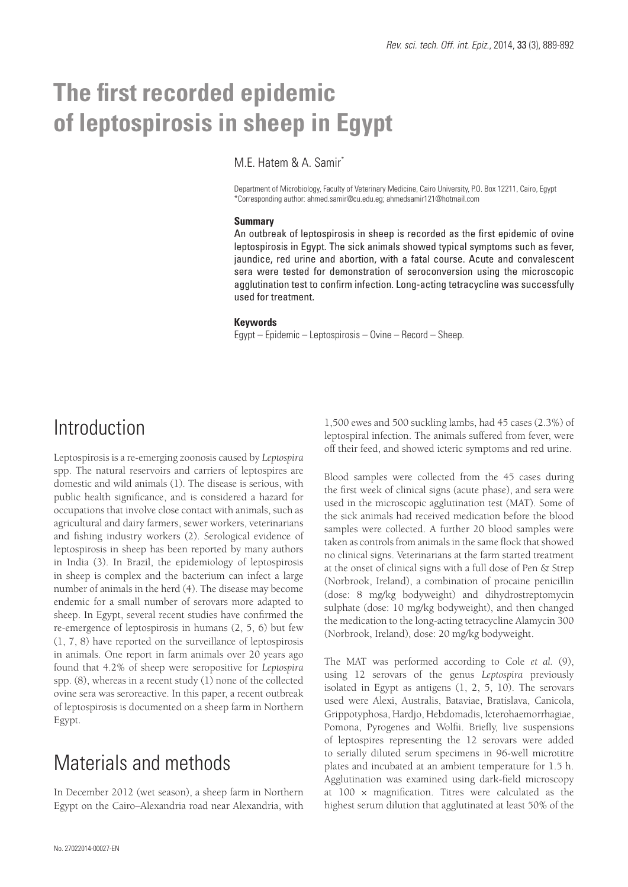# The first recorded epidemic of leptospirosis in sheep in Egypt

M.E. Hatem & A. Samir*

Department of Microbiology, Faculty of Veterinary Medicine, Cairo University, P.O. Box 12211, Cairo, Egypt
*Corresponding author: ahmed.samir@cu.edu.eg; ahmedsamir121@hotmail.com

**Summary**

An outbreak of leptospirosis in sheep is recorded as the first epidemic of ovine leptospirosis in Egypt. The sick animals showed typical symptoms such as fever, jaundice, red urine and abortion, with a fatal course. Acute and convalescent sera were tested for demonstration of seroconversion using the microscopic agglutination test to confirm infection. Long-acting tetracycline was successfully used for treatment.

**Keywords**

Egypt – Epidemic – Leptospirosis – Ovine – Record – Sheep.

## Introduction

Leptospirosis is a re-emerging zoonosis caused by *Leptospira* spp. The natural reservoirs and carriers of leptospires are domestic and wild animals (1). The disease is serious, with public health significance, and is considered a hazard for occupations that involve close contact with animals, such as agricultural and dairy farmers, sewer workers, veterinarians and fishing industry workers (2). Serological evidence of leptospirosis in sheep has been reported by many authors in India (3). In Brazil, the epidemiology of leptospirosis in sheep is complex and the bacterium can infect a large number of animals in the herd (4). The disease may become endemic for a small number of serovars more adapted to sheep. In Egypt, several recent studies have confirmed the re-emergence of leptospirosis in humans (2, 5, 6) but few (1, 7, 8) have reported on the surveillance of leptospirosis in animals. One report in farm animals over 20 years ago found that 4.2% of sheep were seropositive for *Leptospira* spp. (8), whereas in a recent study (1) none of the collected ovine sera was seroreactive. In this paper, a recent outbreak of leptospirosis is documented on a sheep farm in Northern Egypt.

## Materials and methods

In December 2012 (wet season), a sheep farm in Northern Egypt on the Cairo–Alexandria road near Alexandria, with 1,500 ewes and 500 suckling lambs, had 45 cases (2.3%) of leptospiral infection. The animals suffered from fever, were off their feed, and showed icteric symptoms and red urine.

Blood samples were collected from the 45 cases during the first week of clinical signs (acute phase), and sera were used in the microscopic agglutination test (MAT). Some of the sick animals had received medication before the blood samples were collected. A further 20 blood samples were taken as controls from animals in the same flock that showed no clinical signs. Veterinarians at the farm started treatment at the onset of clinical signs with a full dose of Pen & Strep (Norbrook, Ireland), a combination of procaine penicillin (dose: 8 mg/kg bodyweight) and dihydrostreptomycin sulphate (dose: 10 mg/kg bodyweight), and then changed the medication to the long-acting tetracycline Alamycin 300 (Norbrook, Ireland), dose: 20 mg/kg bodyweight.

The MAT was performed according to Cole *et al.* (9), using 12 serovars of the genus *Leptospira* previously isolated in Egypt as antigens (1, 2, 5, 10). The serovars used were Alexi, Australis, Bataviae, Bratislava, Canicola, Grippotyphosa, Hardjo, Hebdomadis, Icterohaemorrhagiae, Pomona, Pyrogenes and Wolfii. Briefly, live suspensions of leptospires representing the 12 serovars were added to serially diluted serum specimens in 96-well microtitre plates and incubated at an ambient temperature for 1.5 h. Agglutination was examined using dark-field microscopy at 100 × magnification. Titres were calculated as the highest serum dilution that agglutinated at least 50% of the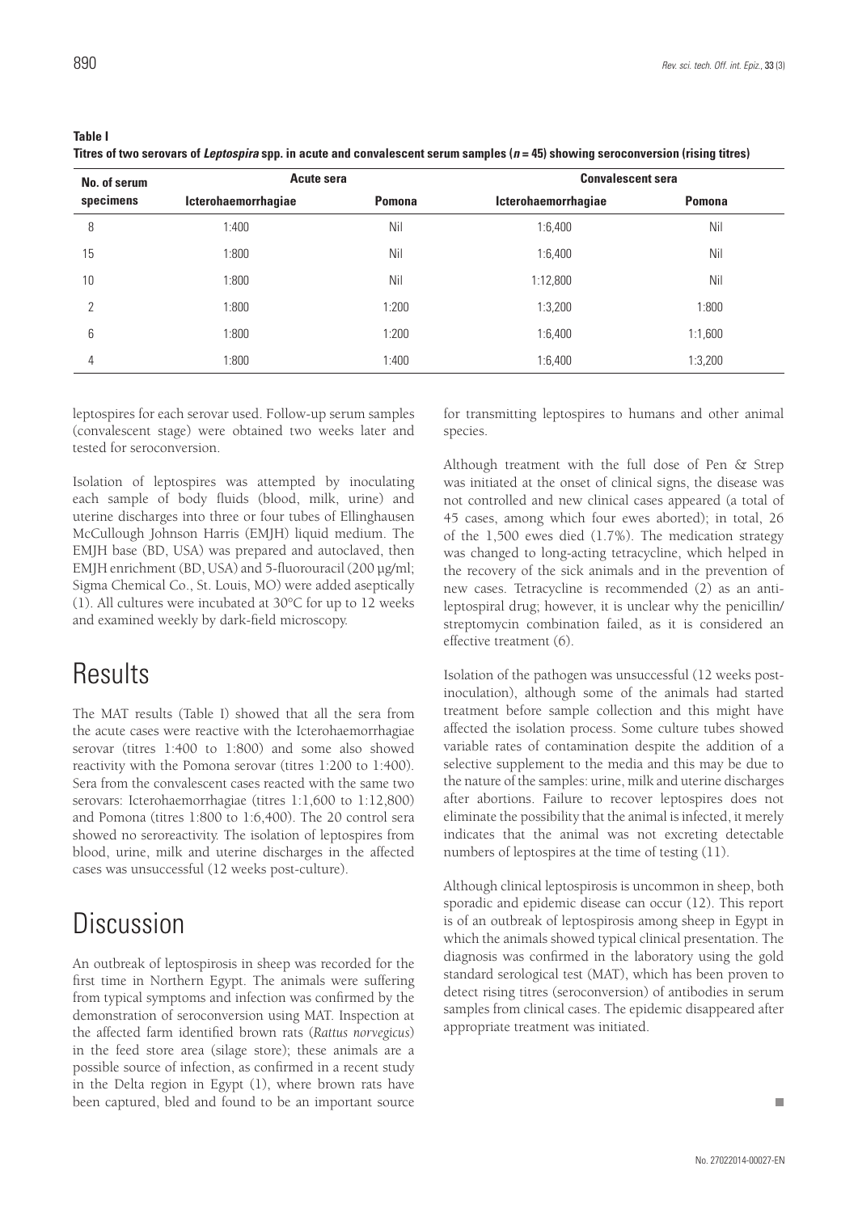**Table I**
**Titres of two serovars of *Leptospira* spp. in acute and convalescent serum samples (*n* = 45) showing seroconversion (rising titres)**

| No. of serum specimens | Acute sera | | Convalescent sera | |
|---|---|---|---|---|
| | Icterohaemorrhagiae | Pomona | Icterohaemorrhagiae | Pomona |
| 8 | 1:400 | Nil | 1:6,400 | Nil |
| 15 | 1:800 | Nil | 1:6,400 | Nil |
| 10 | 1:800 | Nil | 1:12,800 | Nil |
| 2 | 1:800 | 1:200 | 1:3,200 | 1:800 |
| 6 | 1:800 | 1:200 | 1:6,400 | 1:1,600 |
| 4 | 1:800 | 1:400 | 1:6,400 | 1:3,200 |

leptospires for each serovar used. Follow-up serum samples (convalescent stage) were obtained two weeks later and tested for seroconversion.

Isolation of leptospires was attempted by inoculating each sample of body fluids (blood, milk, urine) and uterine discharges into three or four tubes of Ellinghausen McCullough Johnson Harris (EMJH) liquid medium. The EMJH base (BD, USA) was prepared and autoclaved, then EMJH enrichment (BD, USA) and 5-fluorouracil (200 µg/ml; Sigma Chemical Co., St. Louis, MO) were added aseptically (1). All cultures were incubated at 30°C for up to 12 weeks and examined weekly by dark-field microscopy.

# Results

The MAT results (Table I) showed that all the sera from the acute cases were reactive with the Icterohaemorrhagiae serovar (titres 1:400 to 1:800) and some also showed reactivity with the Pomona serovar (titres 1:200 to 1:400). Sera from the convalescent cases reacted with the same two serovars: Icterohaemorrhagiae (titres 1:1,600 to 1:12,800) and Pomona (titres 1:800 to 1:6,400). The 20 control sera showed no seroreactivity. The isolation of leptospires from blood, urine, milk and uterine discharges in the affected cases was unsuccessful (12 weeks post-culture).

# Discussion

An outbreak of leptospirosis in sheep was recorded for the first time in Northern Egypt. The animals were suffering from typical symptoms and infection was confirmed by the demonstration of seroconversion using MAT. Inspection at the affected farm identified brown rats (*Rattus norvegicus*) in the feed store area (silage store); these animals are a possible source of infection, as confirmed in a recent study in the Delta region in Egypt (1), where brown rats have been captured, bled and found to be an important source for transmitting leptospires to humans and other animal species.

Although treatment with the full dose of Pen & Strep was initiated at the onset of clinical signs, the disease was not controlled and new clinical cases appeared (a total of 45 cases, among which four ewes aborted); in total, 26 of the 1,500 ewes died (1.7%). The medication strategy was changed to long-acting tetracycline, which helped in the recovery of the sick animals and in the prevention of new cases. Tetracycline is recommended (2) as an anti-leptospiral drug; however, it is unclear why the penicillin/streptomycin combination failed, as it is considered an effective treatment (6).

Isolation of the pathogen was unsuccessful (12 weeks post-inoculation), although some of the animals had started treatment before sample collection and this might have affected the isolation process. Some culture tubes showed variable rates of contamination despite the addition of a selective supplement to the media and this may be due to the nature of the samples: urine, milk and uterine discharges after abortions. Failure to recover leptospires does not eliminate the possibility that the animal is infected, it merely indicates that the animal was not excreting detectable numbers of leptospires at the time of testing (11).

Although clinical leptospirosis is uncommon in sheep, both sporadic and epidemic disease can occur (12). This report is of an outbreak of leptospirosis among sheep in Egypt in which the animals showed typical clinical presentation. The diagnosis was confirmed in the laboratory using the gold standard serological test (MAT), which has been proven to detect rising titres (seroconversion) of antibodies in serum samples from clinical cases. The epidemic disappeared after appropriate treatment was initiated.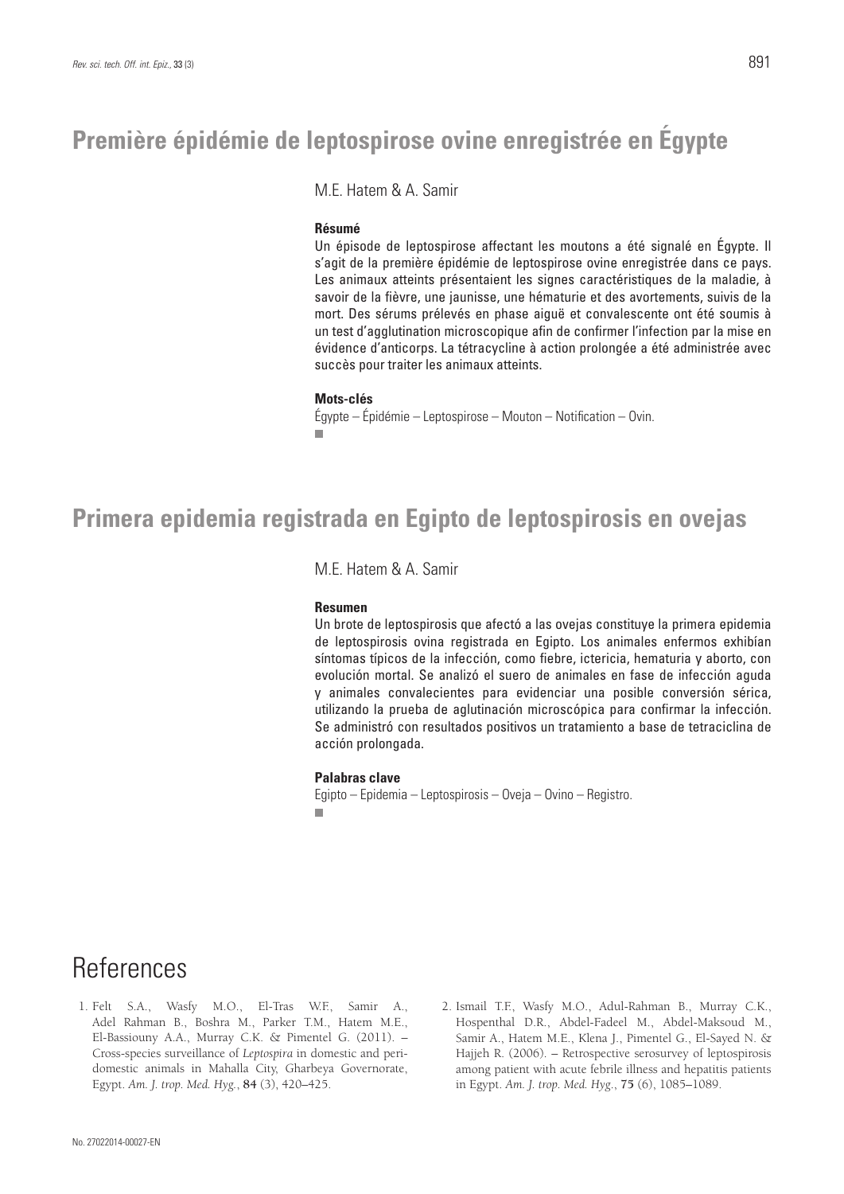# Première épidémie de leptospirose ovine enregistrée en Égypte

M.E. Hatem & A. Samir

### Résumé

Un épisode de leptospirose affectant les moutons a été signalé en Égypte. Il s'agit de la première épidémie de leptospirose ovine enregistrée dans ce pays. Les animaux atteints présentaient les signes caractéristiques de la maladie, à savoir de la fièvre, une jaunisse, une hématurie et des avortements, suivis de la mort. Des sérums prélevés en phase aiguë et convalescente ont été soumis à un test d'agglutination microscopique afin de confirmer l'infection par la mise en évidence d'anticorps. La tétracycline à action prolongée a été administrée avec succès pour traiter les animaux atteints.

### Mots-clés

Égypte – Épidémie – Leptospirose – Mouton – Notification – Ovin.

# Primera epidemia registrada en Egipto de leptospirosis en ovejas

M.E. Hatem & A. Samir

### Resumen

Un brote de leptospirosis que afectó a las ovejas constituye la primera epidemia de leptospirosis ovina registrada en Egipto. Los animales enfermos exhibían síntomas típicos de la infección, como fiebre, ictericia, hematuria y aborto, con evolución mortal. Se analizó el suero de animales en fase de infección aguda y animales convalecientes para evidenciar una posible conversión sérica, utilizando la prueba de aglutinación microscópica para confirmar la infección. Se administró con resultados positivos un tratamiento a base de tetraciclina de acción prolongada.

### Palabras clave

Egipto – Epidemia – Leptospirosis – Oveja – Ovino – Registro.

# References

1. Felt S.A., Wasfy M.O., El-Tras W.F., Samir A., Adel Rahman B., Boshra M., Parker T.M., Hatem M.E., El-Bassiouny A.A., Murray C.K. & Pimentel G. (2011). – Cross-species surveillance of *Leptospira* in domestic and peri-domestic animals in Mahalla City, Gharbeya Governorate, Egypt. *Am. J. trop. Med. Hyg.*, **84** (3), 420–425.
2. Ismail T.F., Wasfy M.O., Adul-Rahman B., Murray C.K., Hospenthal D.R., Abdel-Fadeel M., Abdel-Maksoud M., Samir A., Hatem M.E., Klena J., Pimentel G., El-Sayed N. & Hajjeh R. (2006). – Retrospective serosurvey of leptospirosis among patient with acute febrile illness and hepatitis patients in Egypt. *Am. J. trop. Med. Hyg.*, **75** (6), 1085–1089.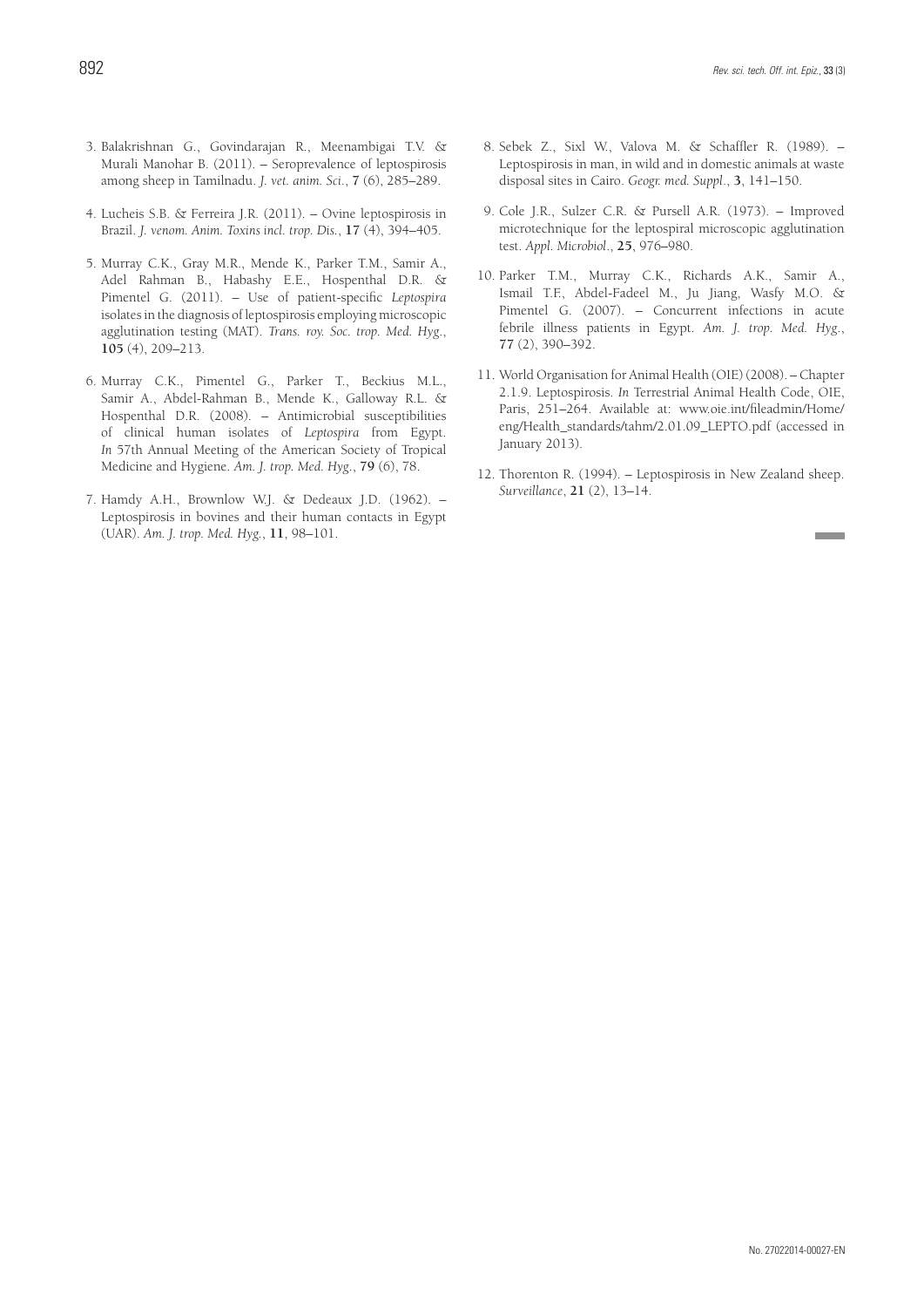3. Balakrishnan G., Govindarajan R., Meenambigai T.V. & Murali Manohar B. (2011). – Seroprevalence of leptospirosis among sheep in Tamilnadu. *J. vet. anim. Sci.*, **7** (6), 285–289.

4. Lucheis S.B. & Ferreira J.R. (2011). – Ovine leptospirosis in Brazil. *J. venom. Anim. Toxins incl. trop. Dis.*, **17** (4), 394–405.

5. Murray C.K., Gray M.R., Mende K., Parker T.M., Samir A., Adel Rahman B., Habashy E.E., Hospenthal D.R. & Pimentel G. (2011). – Use of patient-specific *Leptospira* isolates in the diagnosis of leptospirosis employing microscopic agglutination testing (MAT). *Trans. roy. Soc. trop. Med. Hyg.*, **105** (4), 209–213.

6. Murray C.K., Pimentel G., Parker T., Beckius M.L., Samir A., Abdel-Rahman B., Mende K., Galloway R.L. & Hospenthal D.R. (2008). – Antimicrobial susceptibilities of clinical human isolates of *Leptospira* from Egypt. *In* 57th Annual Meeting of the American Society of Tropical Medicine and Hygiene. *Am. J. trop. Med. Hyg.*, **79** (6), 78.

7. Hamdy A.H., Brownlow W.J. & Dedeaux J.D. (1962). – Leptospirosis in bovines and their human contacts in Egypt (UAR). *Am. J. trop. Med. Hyg.*, **11**, 98–101.

8. Sebek Z., Sixl W., Valova M. & Schaffler R. (1989). – Leptospirosis in man, in wild and in domestic animals at waste disposal sites in Cairo. *Geogr. med. Suppl.*, **3**, 141–150.

9. Cole J.R., Sulzer C.R. & Pursell A.R. (1973). – Improved microtechnique for the leptospiral microscopic agglutination test. *Appl. Microbiol.*, **25**, 976–980.

10. Parker T.M., Murray C.K., Richards A.K., Samir A., Ismail T.F., Abdel-Fadeel M., Ju Jiang, Wasfy M.O. & Pimentel G. (2007). – Concurrent infections in acute febrile illness patients in Egypt. *Am. J. trop. Med. Hyg.*, **77** (2), 390–392.

11. World Organisation for Animal Health (OIE) (2008). – Chapter 2.1.9. Leptospirosis. *In* Terrestrial Animal Health Code, OIE, Paris, 251–264. Available at: www.oie.int/fileadmin/Home/eng/Health_standards/tahm/2.01.09_LEPTO.pdf (accessed in January 2013).

12. Thorenton R. (1994). – Leptospirosis in New Zealand sheep. *Surveillance*, **21** (2), 13–14.